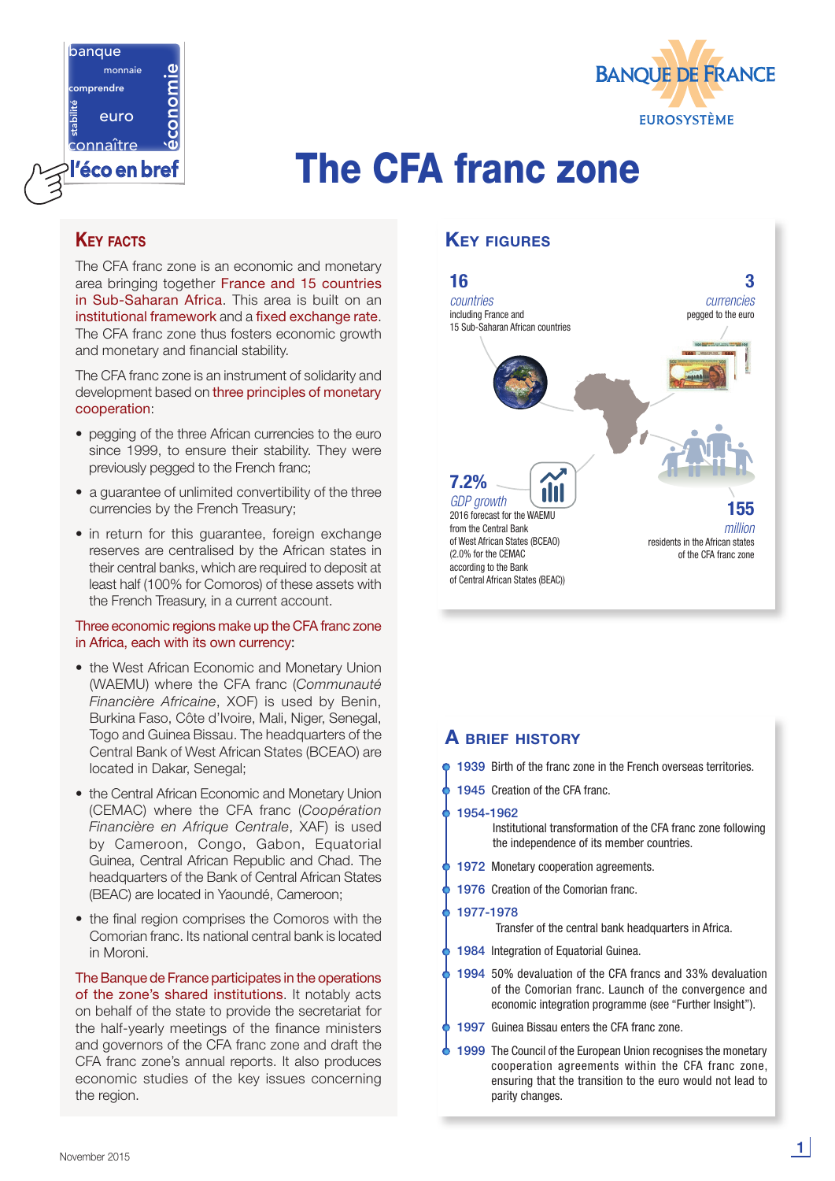# The CFA franc zone

## Key facts

The CFA franc zone is an economic and monetary area bringing together France and 15 countries in Sub-Saharan Africa. This area is built on an institutional framework and a fixed exchange rate. The CFA franc zone thus fosters economic growth and monetary and financial stability.

The CFA franc zone is an instrument of solidarity and development based on three principles of monetary cooperation:

- pegging of the three African currencies to the euro since 1999, to ensure their stability. They were previously pegged to the French franc;
- a guarantee of unlimited convertibility of the three currencies by the French Treasury;
- in return for this guarantee, foreign exchange reserves are centralised by the African states in their central banks, which are required to deposit at least half (100% for Comoros) of these assets with the French Treasury, in a current account.

Three economic regions make up the CFA franc zone in Africa, each with its own currency:

- the West African Economic and Monetary Union (WAEMU) where the CFA franc (*Communauté Financière Africaine*, XOF) is used by Benin, Burkina Faso, Côte d'Ivoire, Mali, Niger, Senegal, Togo and Guinea Bissau. The headquarters of the Central Bank of West African States (BCEAO) are located in Dakar, Senegal;
- the Central African Economic and Monetary Union (CEMAC) where the CFA franc (*Coopération Financière en Afrique Centrale*, XAF) is used by Cameroon, Congo, Gabon, Equatorial Guinea, Central African Republic and Chad. The headquarters of the Bank of Central African States (BEAC) are located in Yaoundé, Cameroon;
- the final region comprises the Comoros with the Comorian franc. Its national central bank is located in Moroni.

The Banque de France participates in the operations of the zone's shared institutions. It notably acts on behalf of the state to provide the secretariat for the half-yearly meetings of the finance ministers and governors of the CFA franc zone and draft the CFA franc zone's annual reports. It also produces economic studies of the key issues concerning the region.

## Key figures

**16** *countries* including France and 15 Sub-Saharan African countries

**3** *currencies* pegged to the euro

**7.2%** *GDP growth* 2016 forecast for the WAEMU from the Central Bank of West African States (BCEAO) (2.0% for the CEMAC according to the Bank of Central African States (BEAC))

**155** *million* residents in the African states of the CFA franc zone

## A brief history

- **1939** Birth of the franc zone in the French overseas territories.
- **1945** Creation of the CFA franc.
- **1954-1962** Institutional transformation of the CFA franc zone following the independence of its member countries.
- **1972** Monetary cooperation agreements.
- **1976** Creation of the Comorian franc.
- **1977-1978** Transfer of the central bank headquarters in Africa.
- **1984** Integration of Equatorial Guinea.
- **1994** 50% devaluation of the CFA francs and 33% devaluation of the Comorian franc. Launch of the convergence and economic integration programme (see "Further Insight").
- **1997** Guinea Bissau enters the CFA franc zone.
- **1999** The Council of the European Union recognises the monetary cooperation agreements within the CFA franc zone, ensuring that the transition to the euro would not lead to parity changes.

November 2015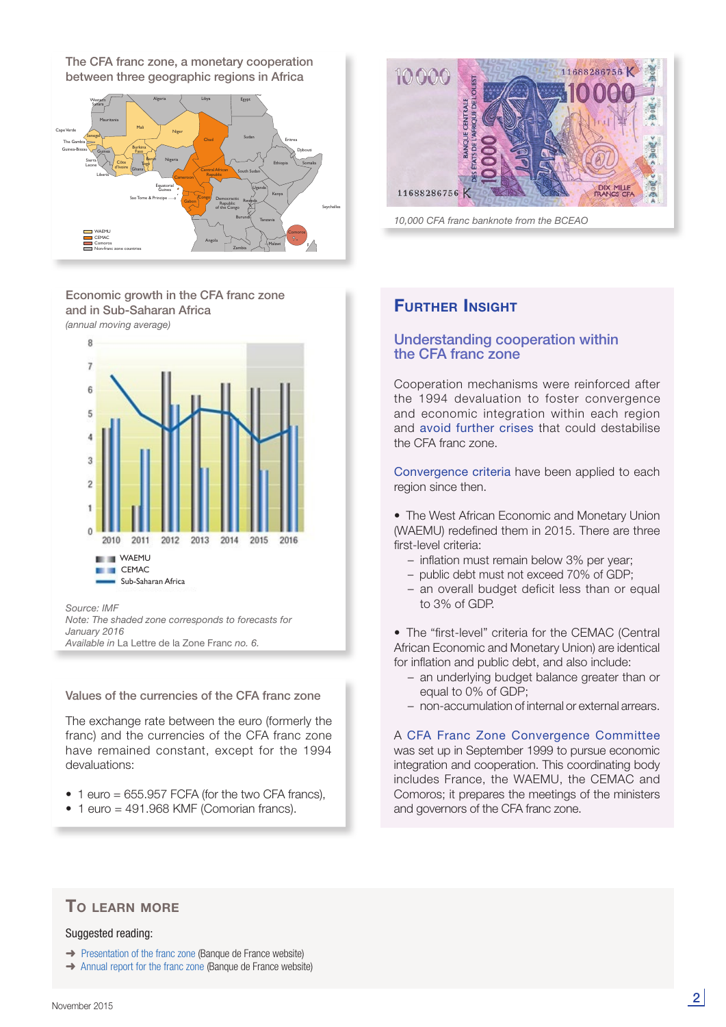## The CFA franc zone, a monetary cooperation between three geographic regions in Africa

WAEMU
CEMAC
Comoros
Non-franc zone countries

10,000 CFA franc banknote from the BCEAO

## Economic growth in the CFA franc zone and in Sub-Saharan Africa

*(annual moving average)*

8
7
6
5
4
3
2
1
0
2010 2011 2012 2013 2014 2015 2016

WAEMU
CEMAC
Sub-Saharan Africa

*Source: IMF*
*Note: The shaded zone corresponds to forecasts for January 2016*
*Available in* La Lettre de la Zone Franc *no. 6.*

## Values of the currencies of the CFA franc zone

The exchange rate between the euro (formerly the franc) and the currencies of the CFA franc zone have remained constant, except for the 1994 devaluations:

- 1 euro = 655.957 FCFA (for the two CFA francs),
- 1 euro = 491.968 KMF (Comorian francs).

## Further Insight

### Understanding cooperation within the CFA franc zone

Cooperation mechanisms were reinforced after the 1994 devaluation to foster convergence and economic integration within each region and avoid further crises that could destabilise the CFA franc zone.

Convergence criteria have been applied to each region since then.

- The West African Economic and Monetary Union (WAEMU) redefined them in 2015. There are three first-level criteria:
  - inflation must remain below 3% per year;
  - public debt must not exceed 70% of GDP;
  - an overall budget deficit less than or equal to 3% of GDP.
- The "first-level" criteria for the CEMAC (Central African Economic and Monetary Union) are identical for inflation and public debt, and also include:
  - an underlying budget balance greater than or equal to 0% of GDP;
  - non-accumulation of internal or external arrears.

A CFA Franc Zone Convergence Committee was set up in September 1999 to pursue economic integration and cooperation. This coordinating body includes France, the WAEMU, the CEMAC and Comoros; it prepares the meetings of the ministers and governors of the CFA franc zone.

## To learn more

Suggested reading:

➜ Presentation of the franc zone (Banque de France website)
➜ Annual report for the franc zone (Banque de France website)

November 2015